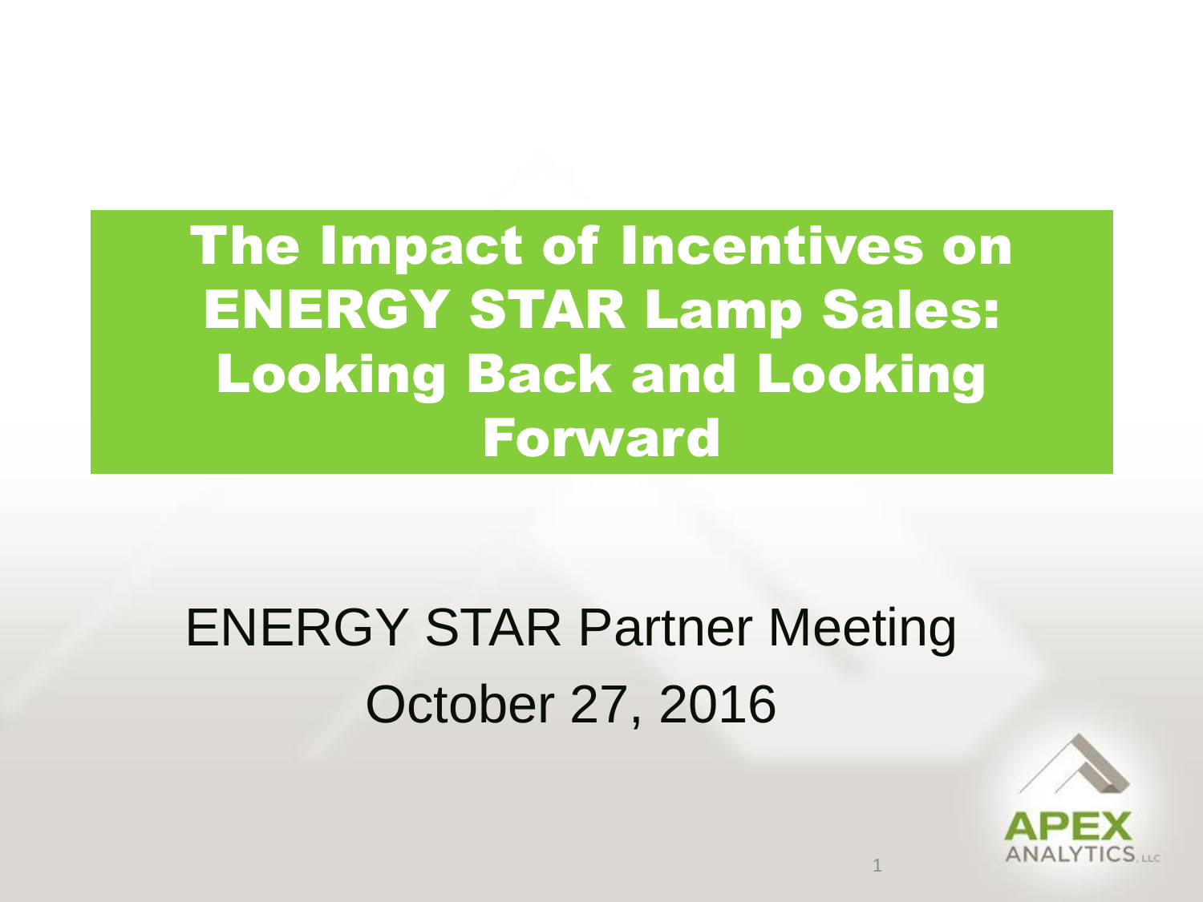# The Impact of Incentives on ENERGY STAR Lamp Sales: Looking Back and Looking Forward

ENERGY STAR Partner Meeting

October 27, 2016

APEX ANALYTICS, LLC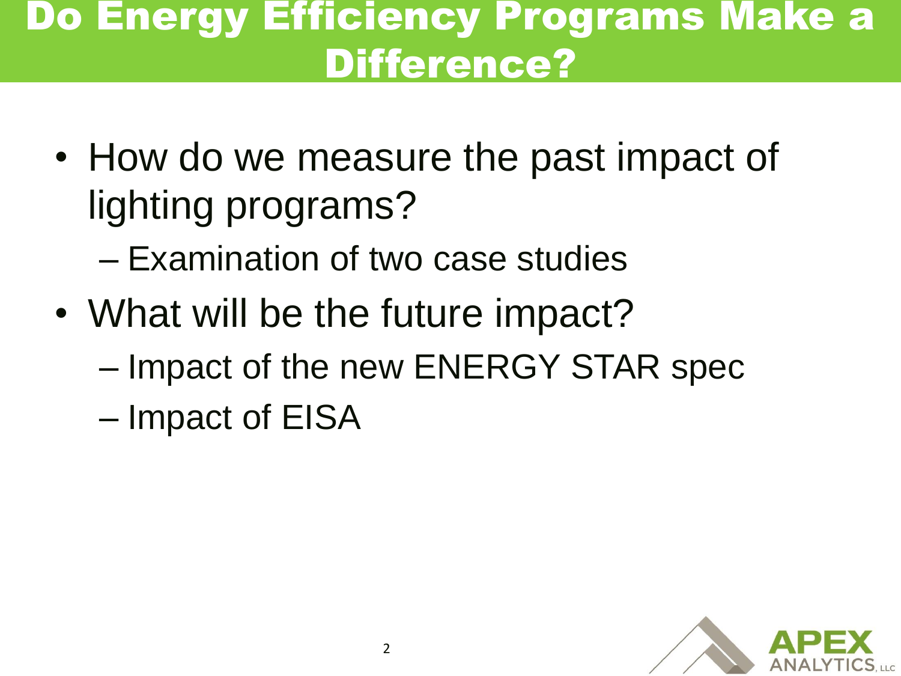# Do Energy Efficiency Programs Make a Difference?

- How do we measure the past impact of lighting programs?
  - Examination of two case studies
- What will be the future impact?
  - Impact of the new ENERGY STAR spec
  - Impact of EISA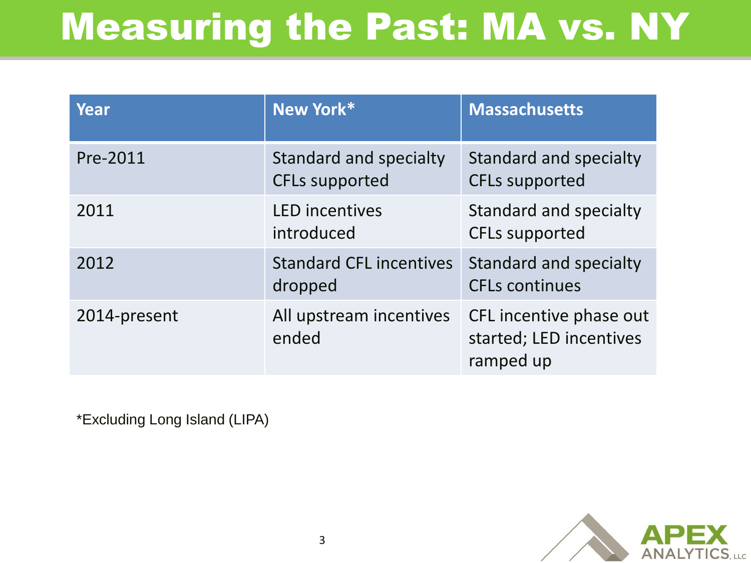# Measuring the Past: MA vs. NY

| Year | New York* | Massachusetts |
|---|---|---|
| Pre-2011 | Standard and specialty CFLs supported | Standard and specialty CFLs supported |
| 2011 | LED incentives introduced | Standard and specialty CFLs supported |
| 2012 | Standard CFL incentives dropped | Standard and specialty CFLs continues |
| 2014-present | All upstream incentives ended | CFL incentive phase out started; LED incentives ramped up |

*Excluding Long Island (LIPA)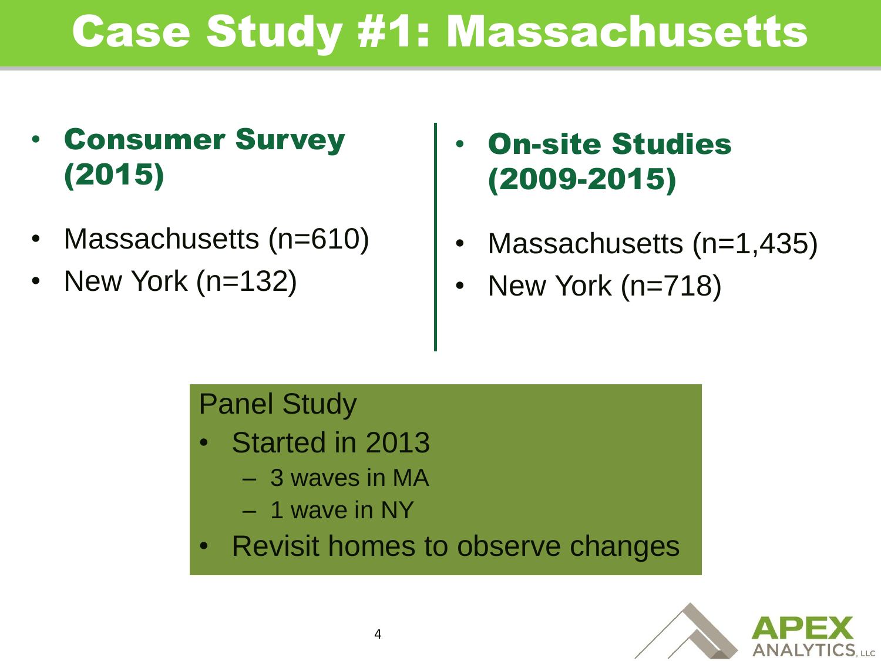# Case Study #1: Massachusetts

- **Consumer Survey (2015)**
- Massachusetts (n=610)
- New York (n=132)

- **On-site Studies (2009-2015)**
- Massachusetts (n=1,435)
- New York (n=718)

Panel Study

- Started in 2013
  - 3 waves in MA
  - 1 wave in NY
- Revisit homes to observe changes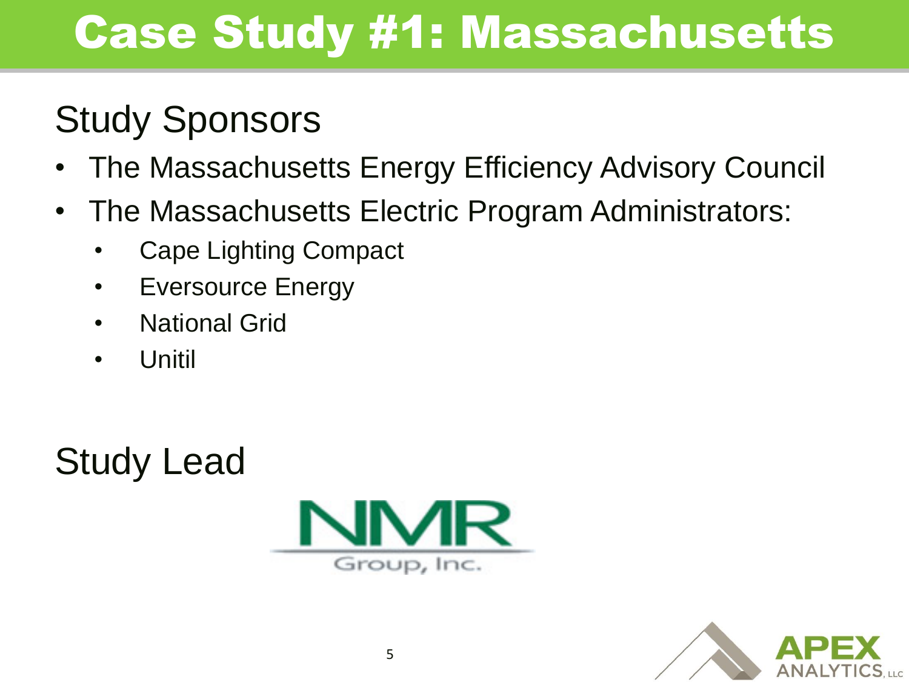# Case Study #1: Massachusetts

## Study Sponsors

- The Massachusetts Energy Efficiency Advisory Council
- The Massachusetts Electric Program Administrators:
  - Cape Lighting Compact
  - Eversource Energy
  - National Grid
  - Unitil

## Study Lead

NMR Group, Inc.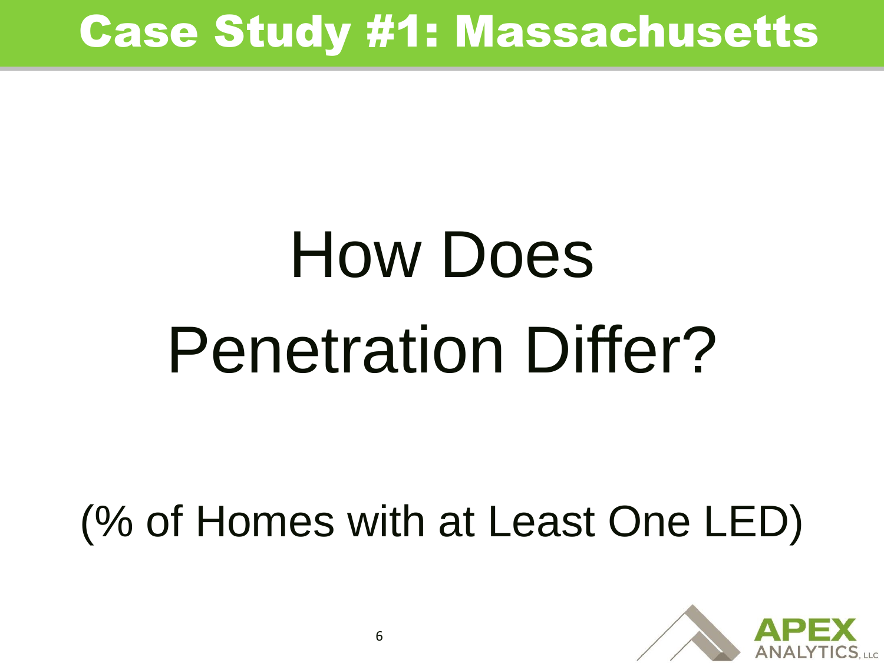# Case Study #1: Massachusetts

## How Does Penetration Differ?

(% of Homes with at Least One LED)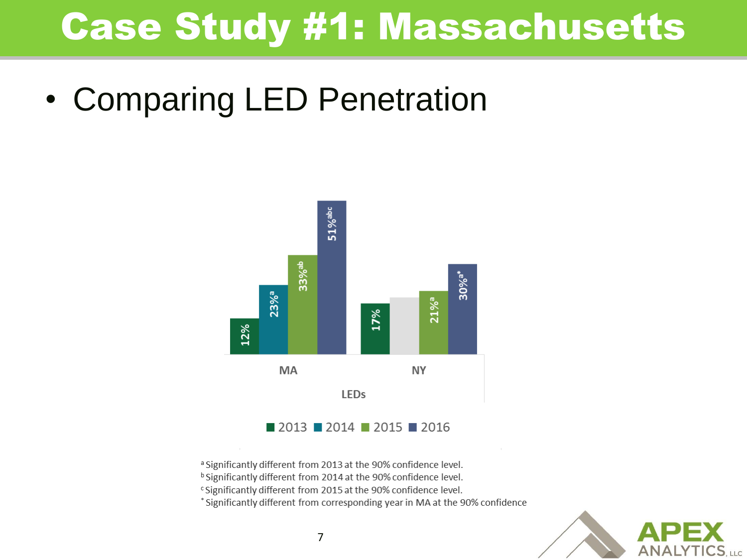# Case Study #1: Massachusetts

- Comparing LED Penetration

| LEDs | 2013 | 2014 | 2015 | 2016 |
|---|---|---|---|---|
| MA | 12% | 23%[a] | 33%[ab] | 51%[abc] |
| NY | 17% | | 21%[a] | 30%[a*] |

[a] Significantly different from 2013 at the 90% confidence level.
[b] Significantly different from 2014 at the 90% confidence level.
[c] Significantly different from 2015 at the 90% confidence level.
[*] Significantly different from corresponding year in MA at the 90% confidence

APEX ANALYTICS, LLC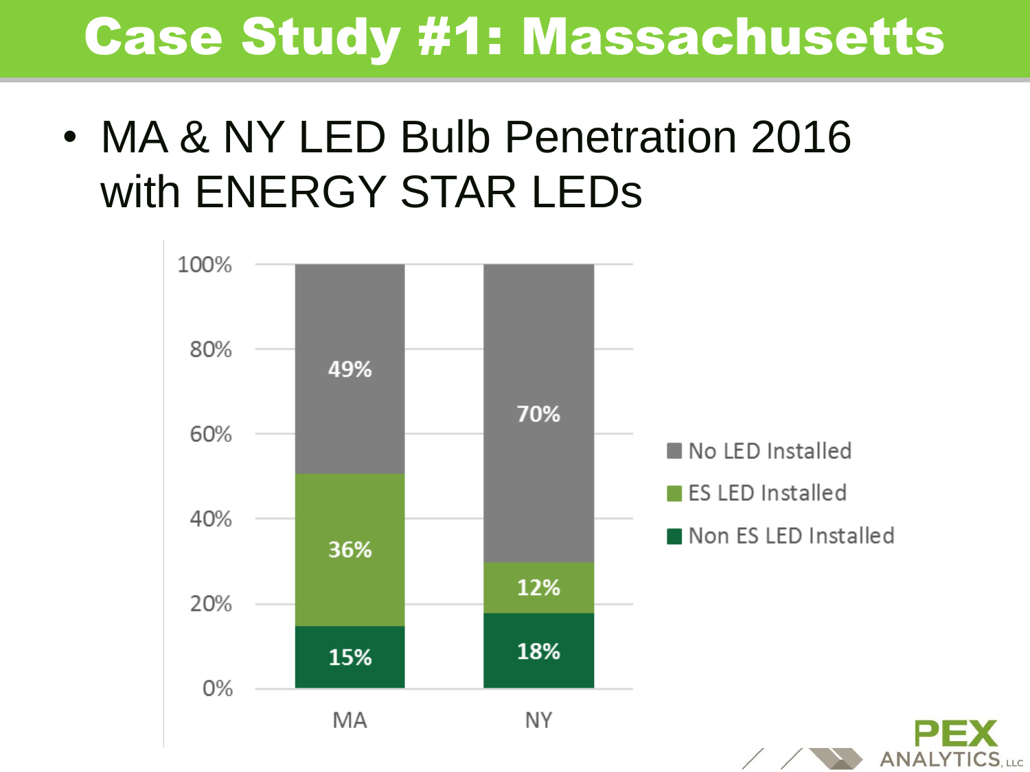# Case Study #1: Massachusetts

- MA & NY LED Bulb Penetration 2016 with ENERGY STAR LEDs

| | MA | NY |
|---|---|---|
| No LED Installed | 49% | 70% |
| ES LED Installed | 36% | 12% |
| Non ES LED Installed | 15% | 18% |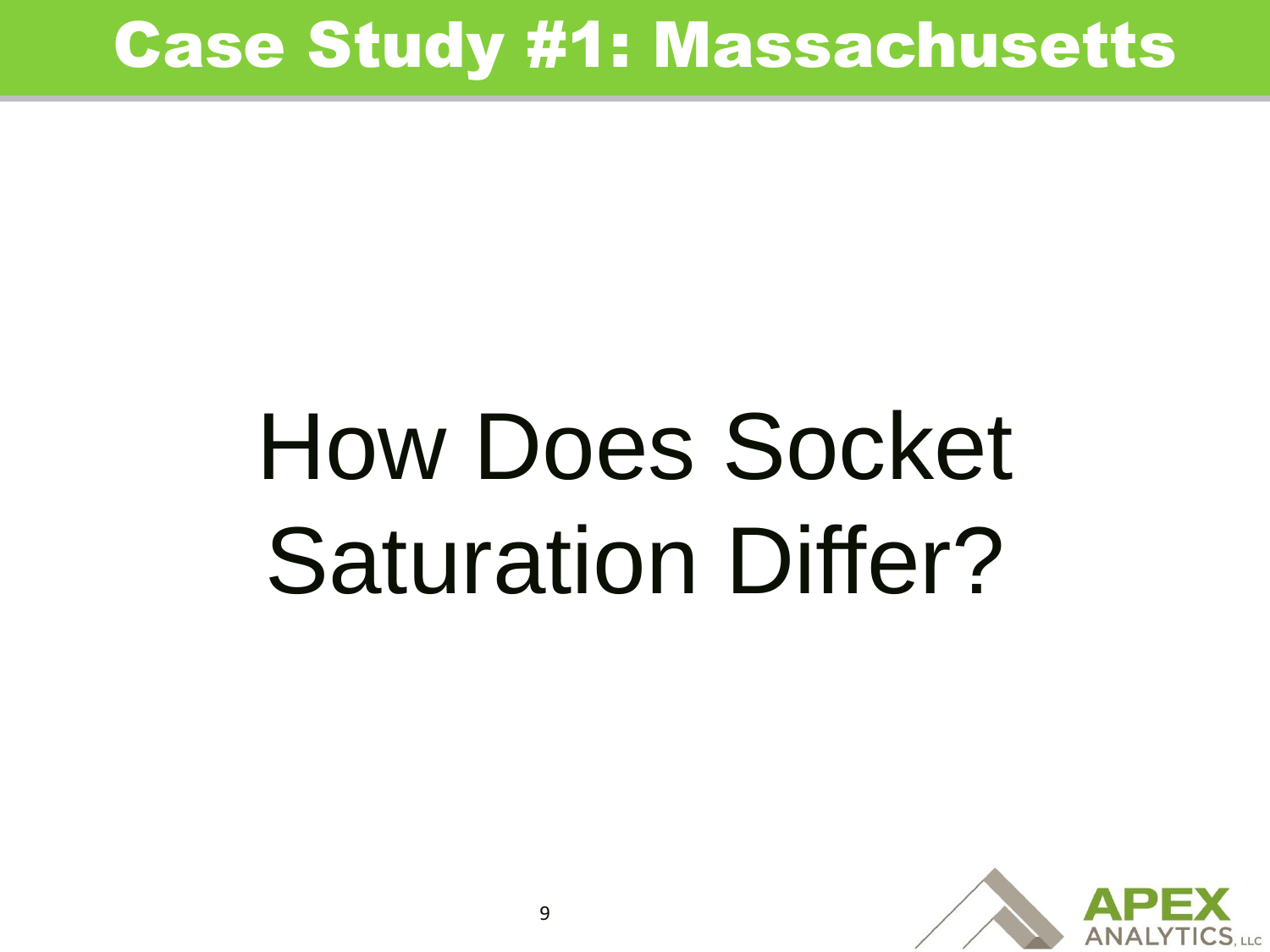# Case Study #1: Massachusetts

## How Does Socket Saturation Differ?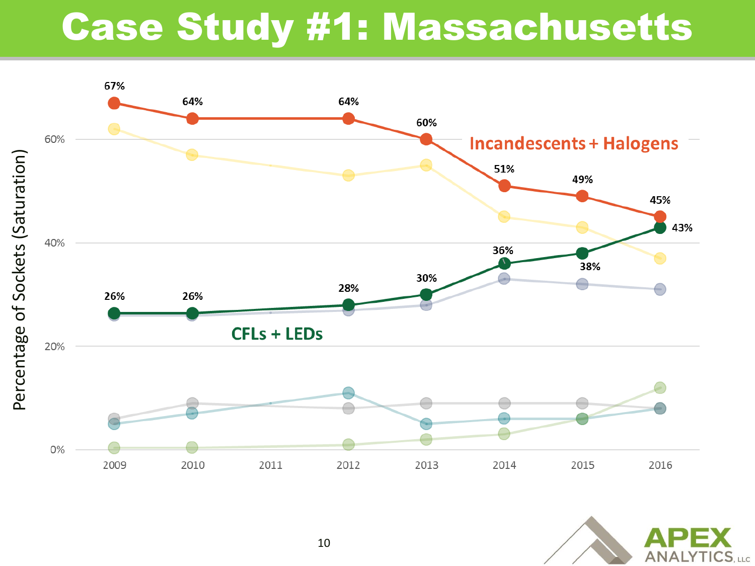# Case Study #1: Massachusetts

Percentage of Sockets (Saturation)

Incandescents + Halogens

CFLs + LEDs

| | 2009 | 2010 | 2012 | 2013 | 2014 | 2015 | 2016 |
|---|---|---|---|---|---|---|---|
| Incandescents + Halogens | 67% | 64% | 64% | 60% | 51% | 49% | 45% |
| CFLs + LEDs | 26% | 26% | 28% | 30% | 36% | 38% | 43% |

APEX ANALYTICS, LLC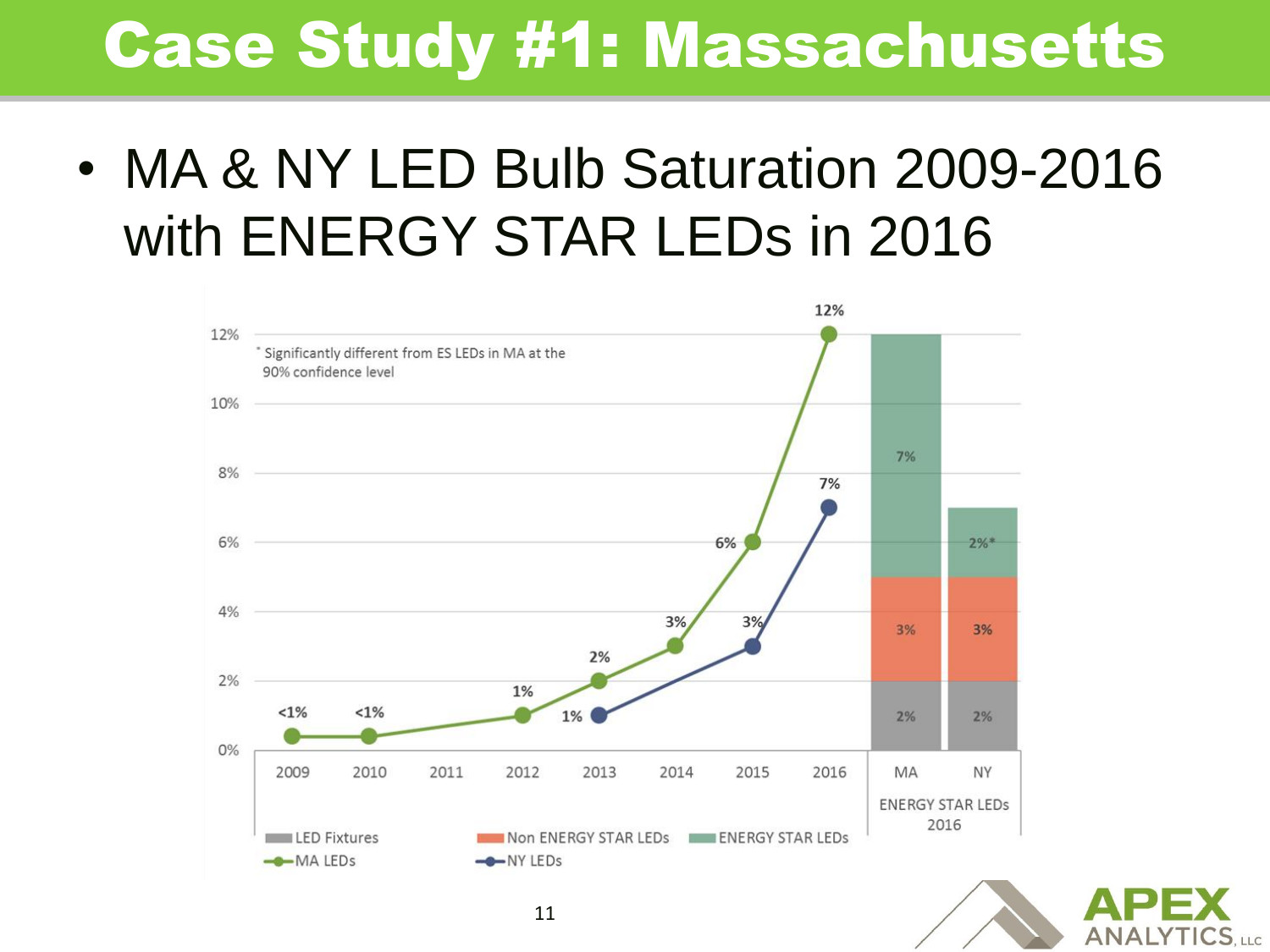# Case Study #1: Massachusetts

- MA & NY LED Bulb Saturation 2009-2016 with ENERGY STAR LEDs in 2016

| Year | MA LEDs | NY LEDs |
|---|---|---|
| 2009 | <1% | |
| 2010 | <1% | |
| 2011 | | |
| 2012 | 1% | |
| 2013 | 2% | 1% |
| 2014 | 3% | |
| 2015 | 6% | 3% |
| 2016 | 12% | 7% |

| ENERGY STAR LEDs 2016 | MA | NY |
|---|---|---|
| LED Fixtures | 2% | 2% |
| Non ENERGY STAR LEDs | 3% | 3% |
| ENERGY STAR LEDs | 7% | 2%* |

* Significantly different from ES LEDs in MA at the 90% confidence level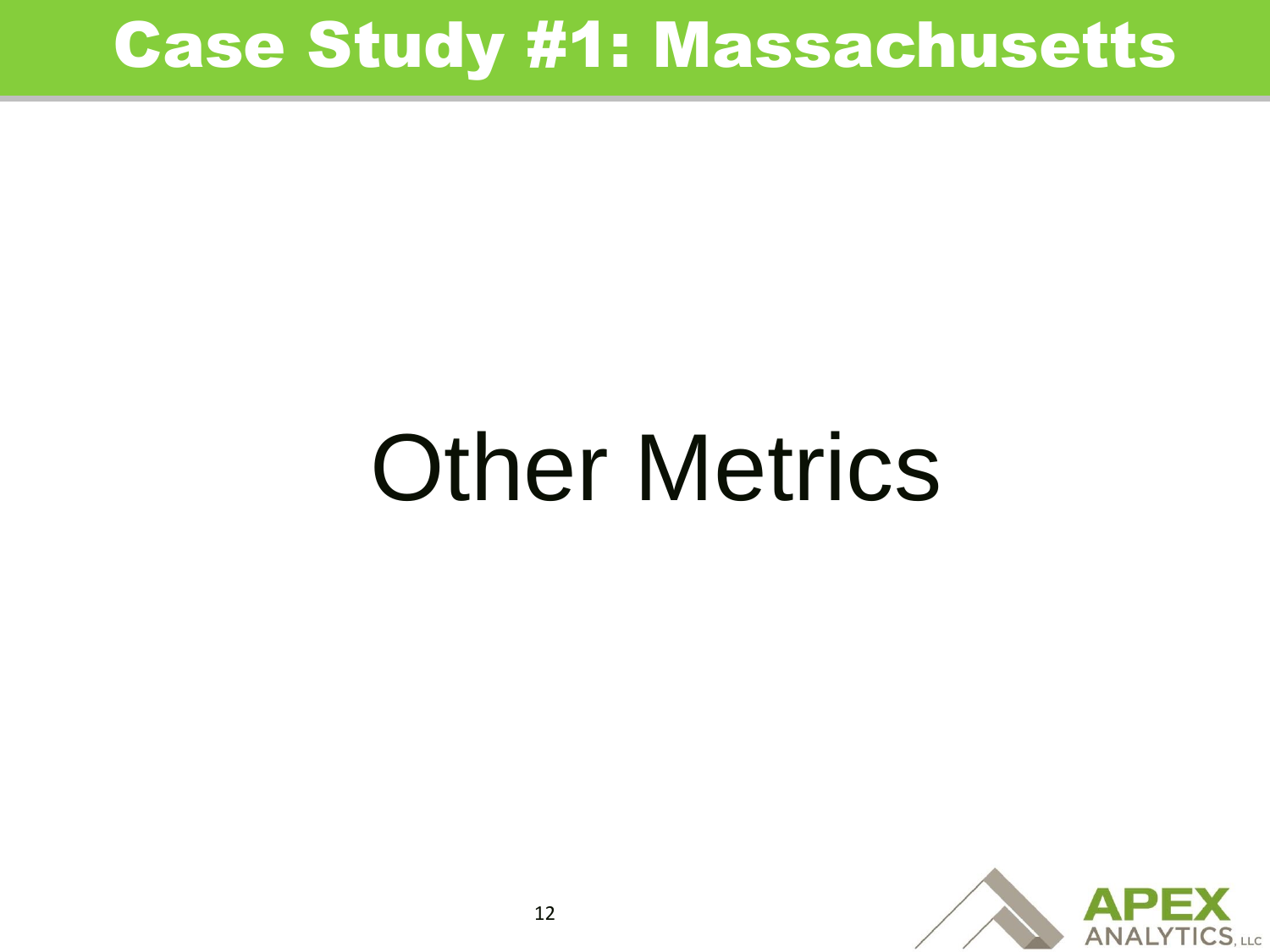# Case Study #1: Massachusetts

## Other Metrics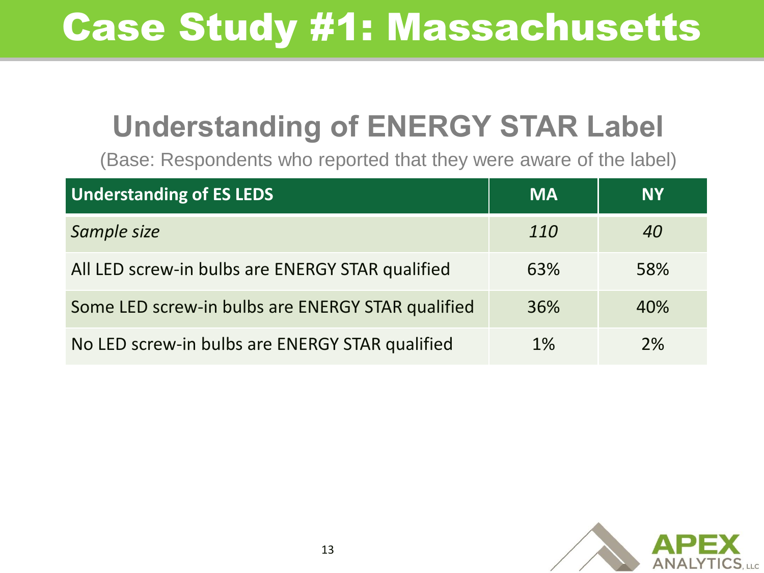# Case Study #1: Massachusetts

## Understanding of ENERGY STAR Label

(Base: Respondents who reported that they were aware of the label)

| Understanding of ES LEDS | MA | NY |
|---|---|---|
| *Sample size* | *110* | *40* |
| All LED screw-in bulbs are ENERGY STAR qualified | 63% | 58% |
| Some LED screw-in bulbs are ENERGY STAR qualified | 36% | 40% |
| No LED screw-in bulbs are ENERGY STAR qualified | 1% | 2% |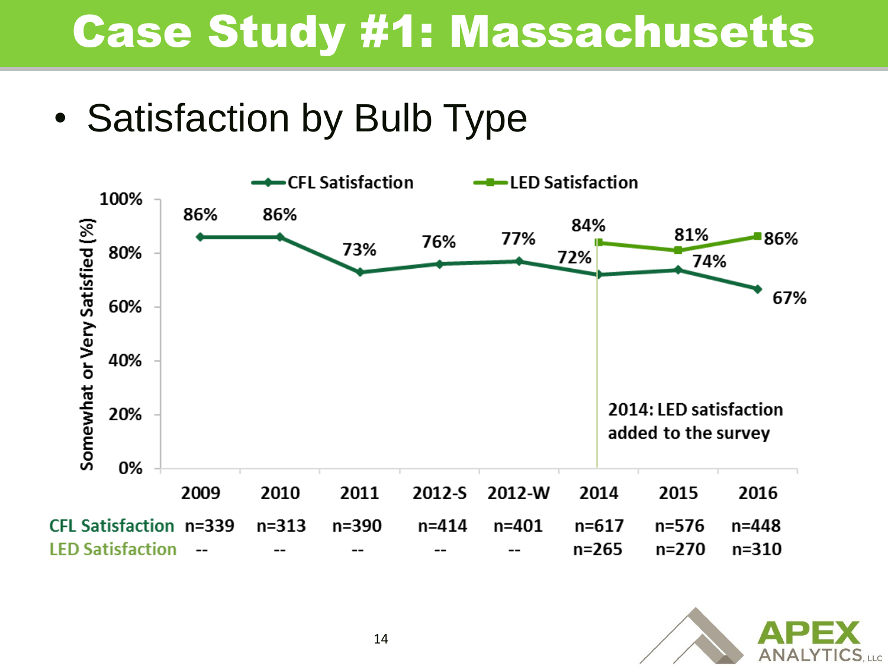# Case Study #1: Massachusetts

- Satisfaction by Bulb Type

| | 2009 | 2010 | 2011 | 2012-S | 2012-W | 2014 | 2015 | 2016 |
|---|---|---|---|---|---|---|---|---|
| CFL Satisfaction | 86% | 86% | 73% | 76% | 77% | 72% | 74% | 67% |
| LED Satisfaction | | | | | | 84% | 81% | 86% |

Somewhat or Very Satisfied (%)

2014: LED satisfaction added to the survey

| | 2009 | 2010 | 2011 | 2012-S | 2012-W | 2014 | 2015 | 2016 |
|---|---|---|---|---|---|---|---|---|
| CFL Satisfaction | n=339 | n=313 | n=390 | n=414 | n=401 | n=617 | n=576 | n=448 |
| LED Satisfaction | -- | -- | -- | -- | -- | n=265 | n=270 | n=310 |

APEX ANALYTICS, LLC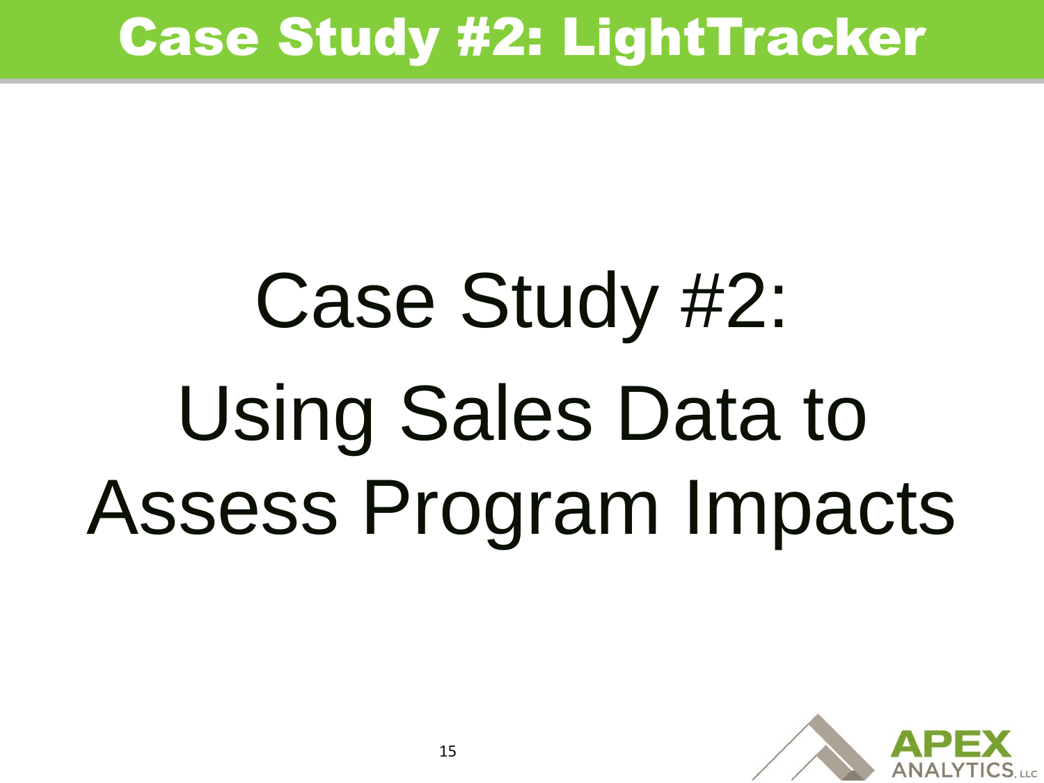# Case Study #2: LightTracker

## Case Study #2: Using Sales Data to Assess Program Impacts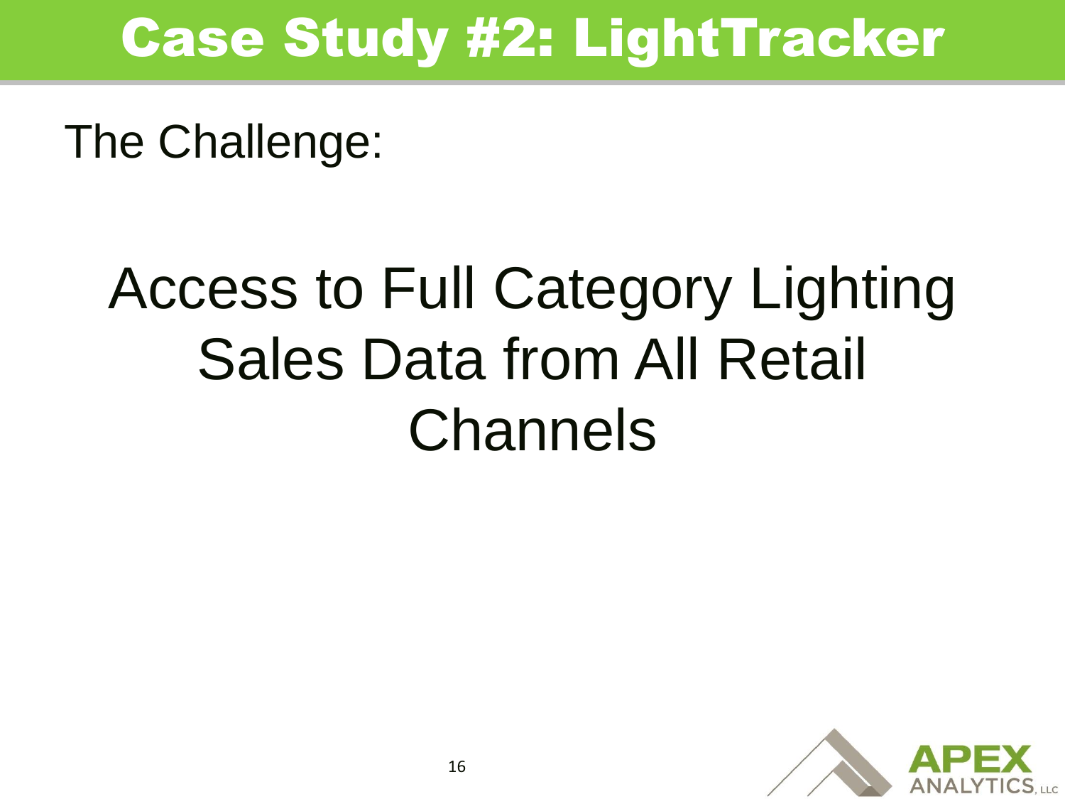# Case Study #2: LightTracker

The Challenge:

## Access to Full Category Lighting Sales Data from All Retail Channels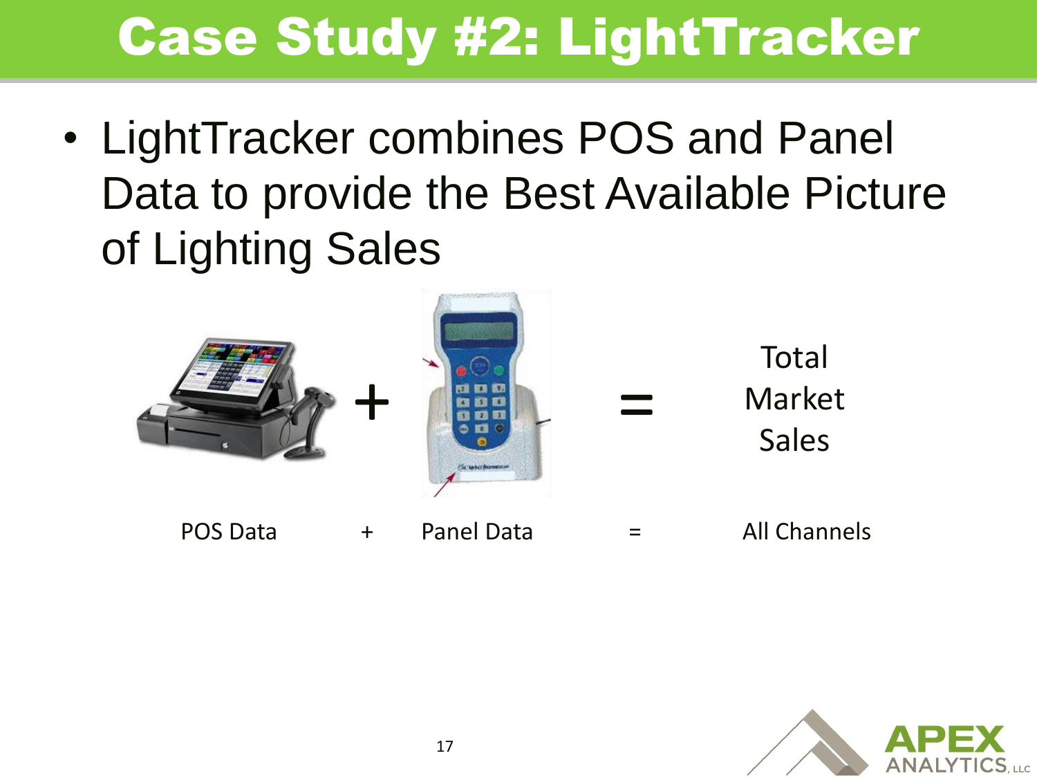# Case Study #2: LightTracker

- LightTracker combines POS and Panel Data to provide the Best Available Picture of Lighting Sales

\+ = Total Market Sales

POS Data + Panel Data = All Channels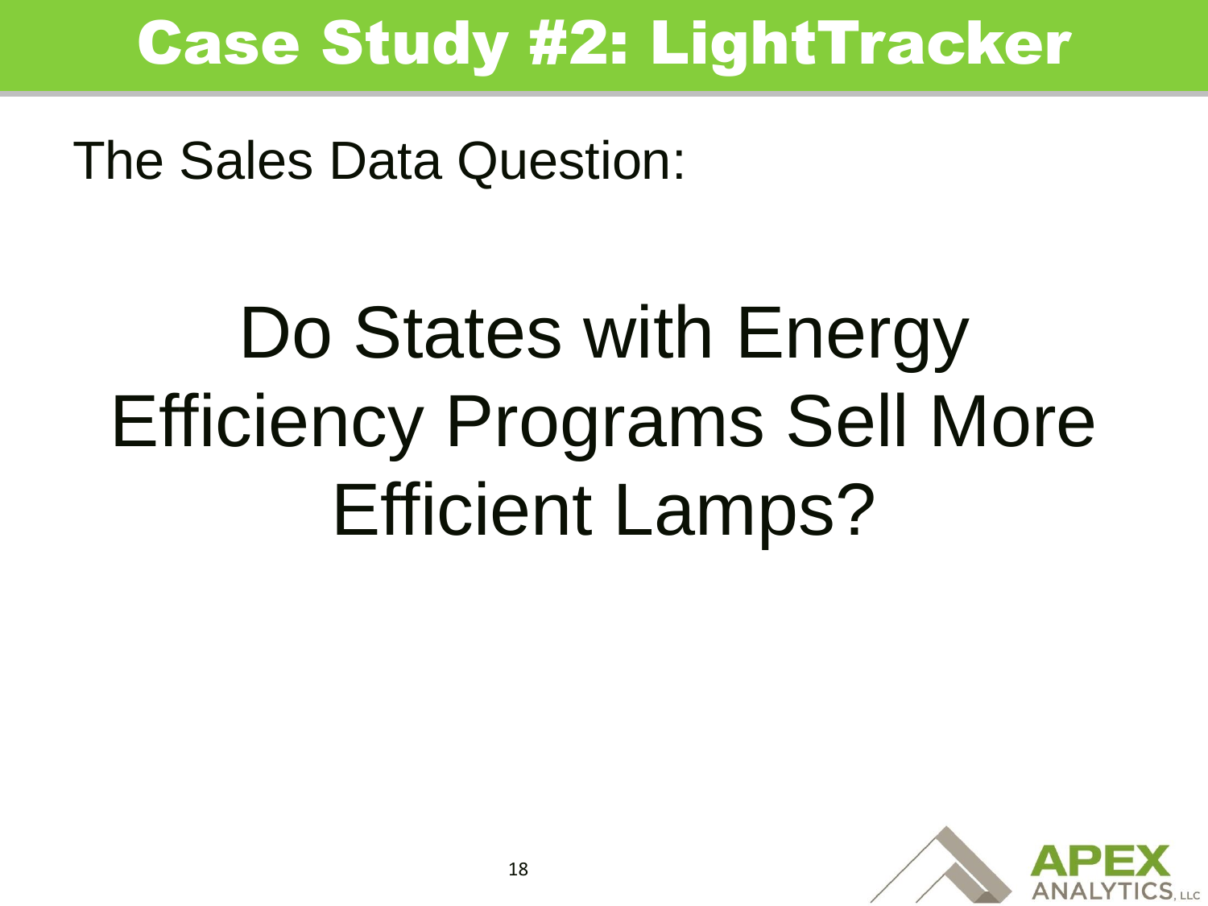# Case Study #2: LightTracker

The Sales Data Question:

## Do States with Energy Efficiency Programs Sell More Efficient Lamps?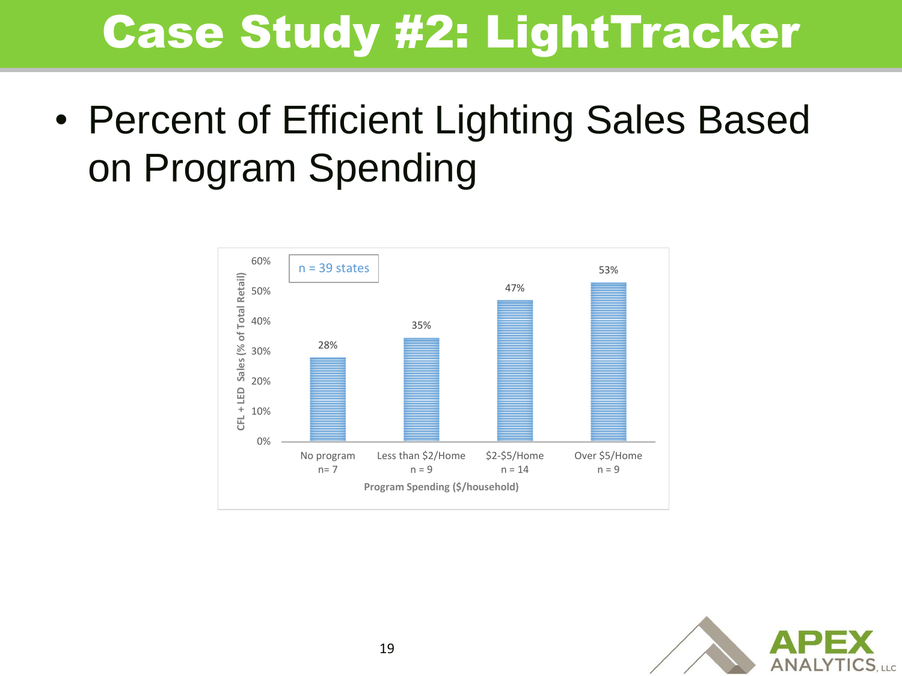# Case Study #2: LightTracker

- Percent of Efficient Lighting Sales Based on Program Spending

n = 39 states

| Program Spending ($/household) | CFL + LED Sales (% of Total Retail) |
|---|---|
| No program (n= 7) | 28% |
| Less than $2/Home (n = 9) | 35% |
| $2-$5/Home (n = 14) | 47% |
| Over $5/Home (n = 9) | 53% |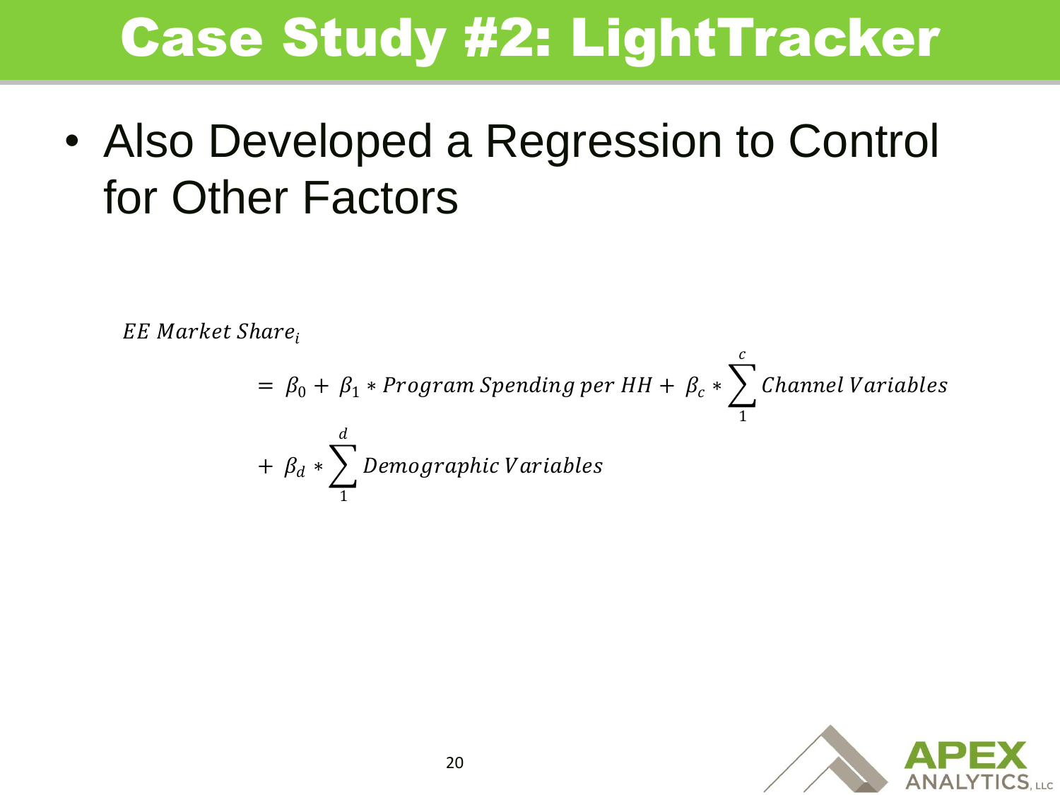# Case Study #2: LightTracker

- Also Developed a Regression to Control for Other Factors

$$
\begin{aligned}
&EE\ Market\ Share_i \\
&\quad = \beta_0 + \beta_1 * Program\ Spending\ per\ HH + \beta_c * \sum_{1}^{c} Channel\ Variables \\
&\quad + \beta_d * \sum_{1}^{d} Demographic\ Variables
\end{aligned}
$$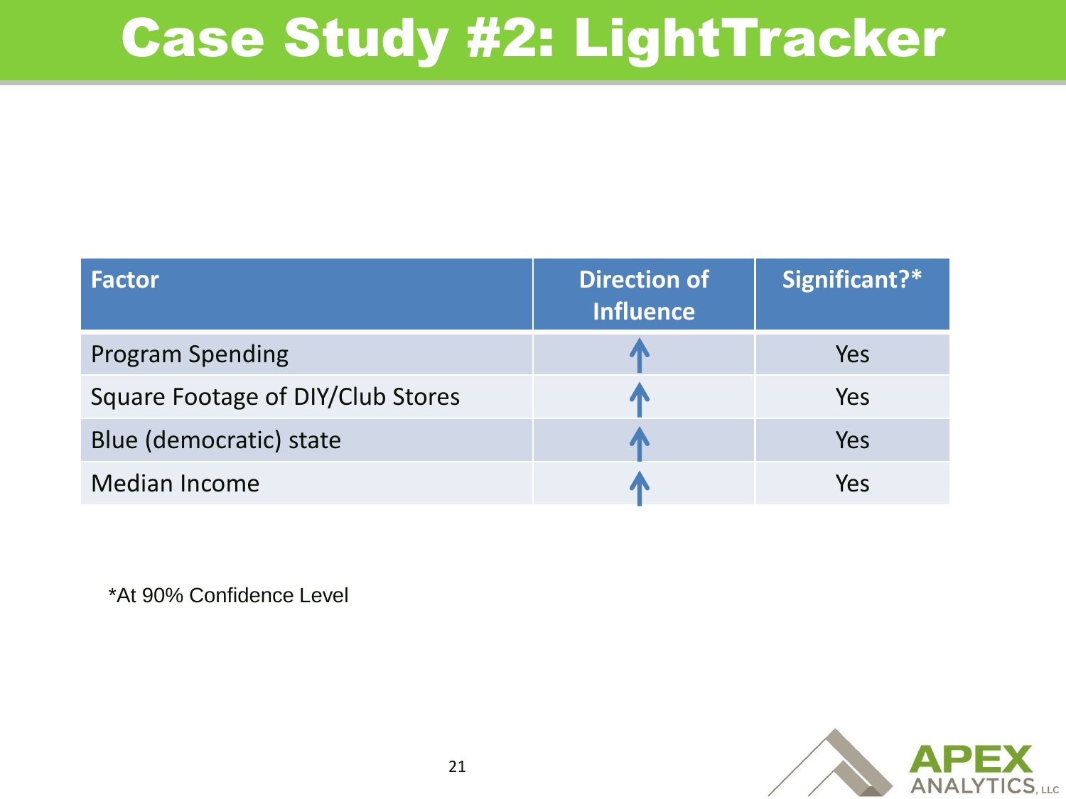# Case Study #2: LightTracker

| Factor | Direction of Influence | Significant?* |
| --- | --- | --- |
| Program Spending | ↑ | Yes |
| Square Footage of DIY/Club Stores | ↑ | Yes |
| Blue (democratic) state | ↑ | Yes |
| Median Income | ↑ | Yes |

*At 90% Confidence Level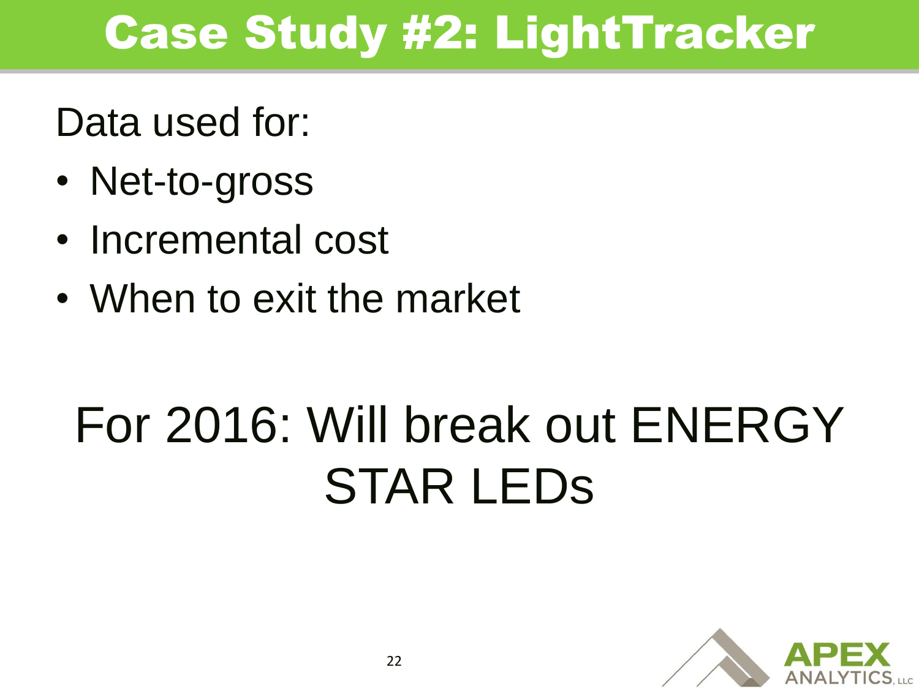# Case Study #2: LightTracker

Data used for:

- Net-to-gross
- Incremental cost
- When to exit the market

For 2016: Will break out ENERGY STAR LEDs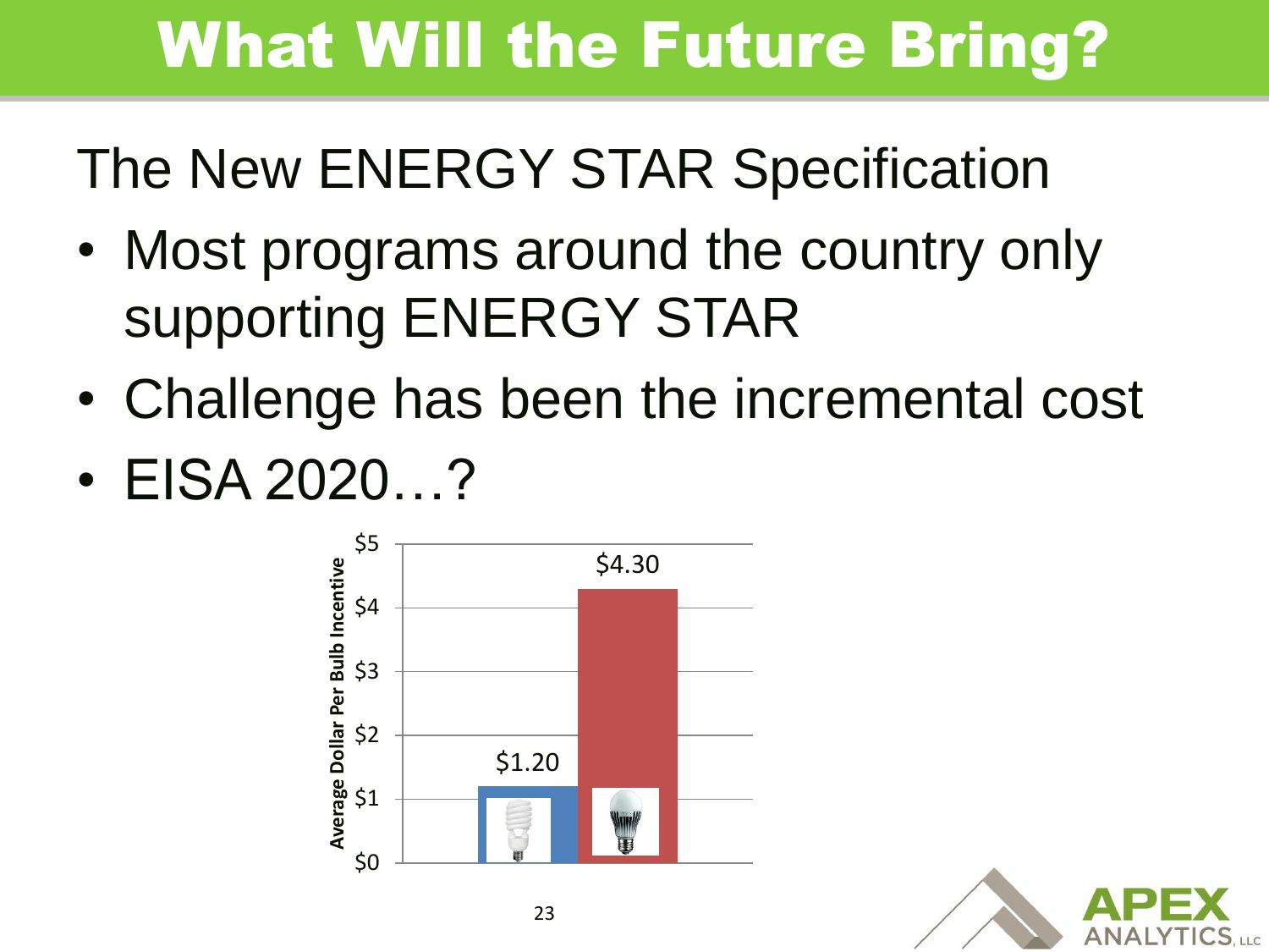# What Will the Future Bring?

## The New ENERGY STAR Specification

- Most programs around the country only supporting ENERGY STAR
- Challenge has been the incremental cost
- EISA 2020…?

| Bulb Type | Average Dollar Per Bulb Incentive |
| --- | --- |
| CFL | $1.20 |
| LED | $4.30 |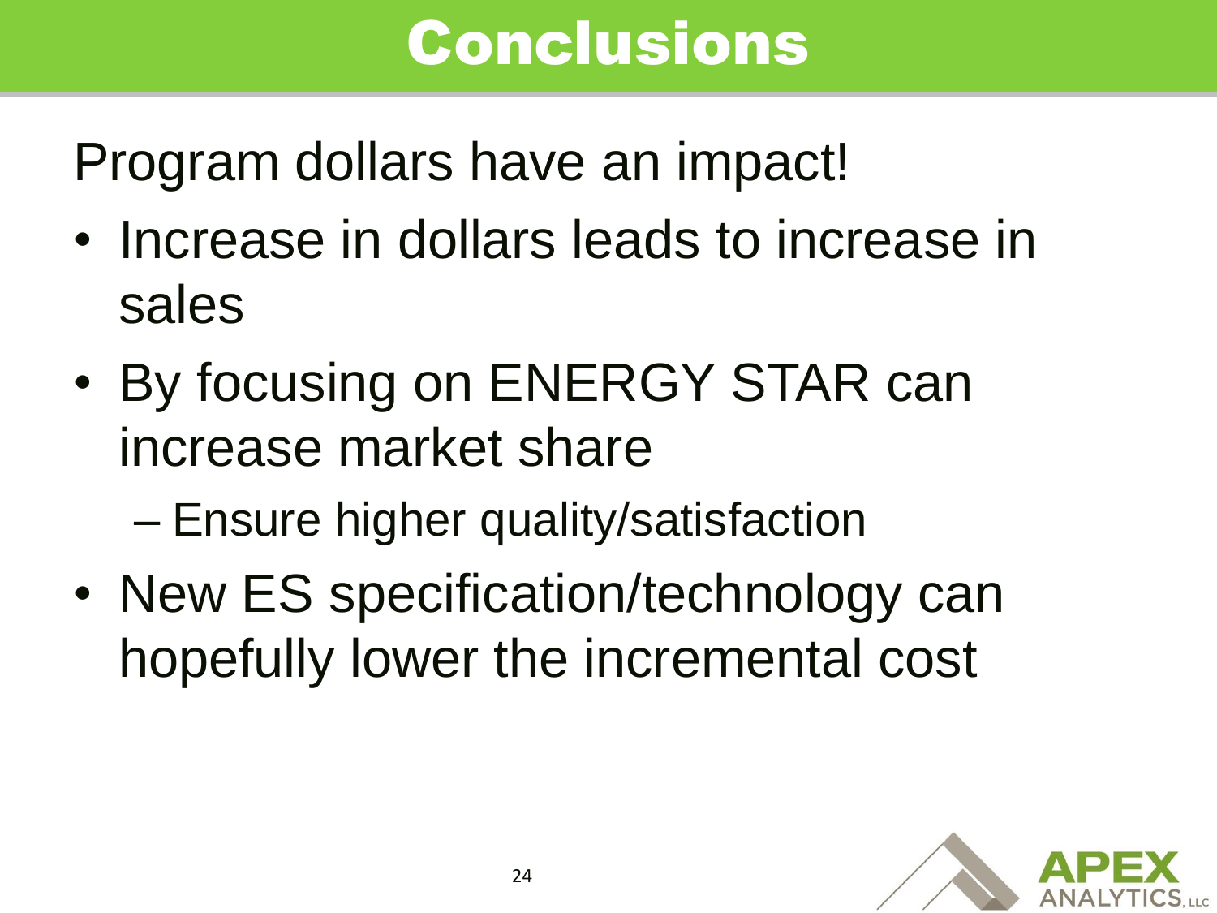# Conclusions

Program dollars have an impact!

- Increase in dollars leads to increase in sales
- By focusing on ENERGY STAR can increase market share
  - Ensure higher quality/satisfaction
- New ES specification/technology can hopefully lower the incremental cost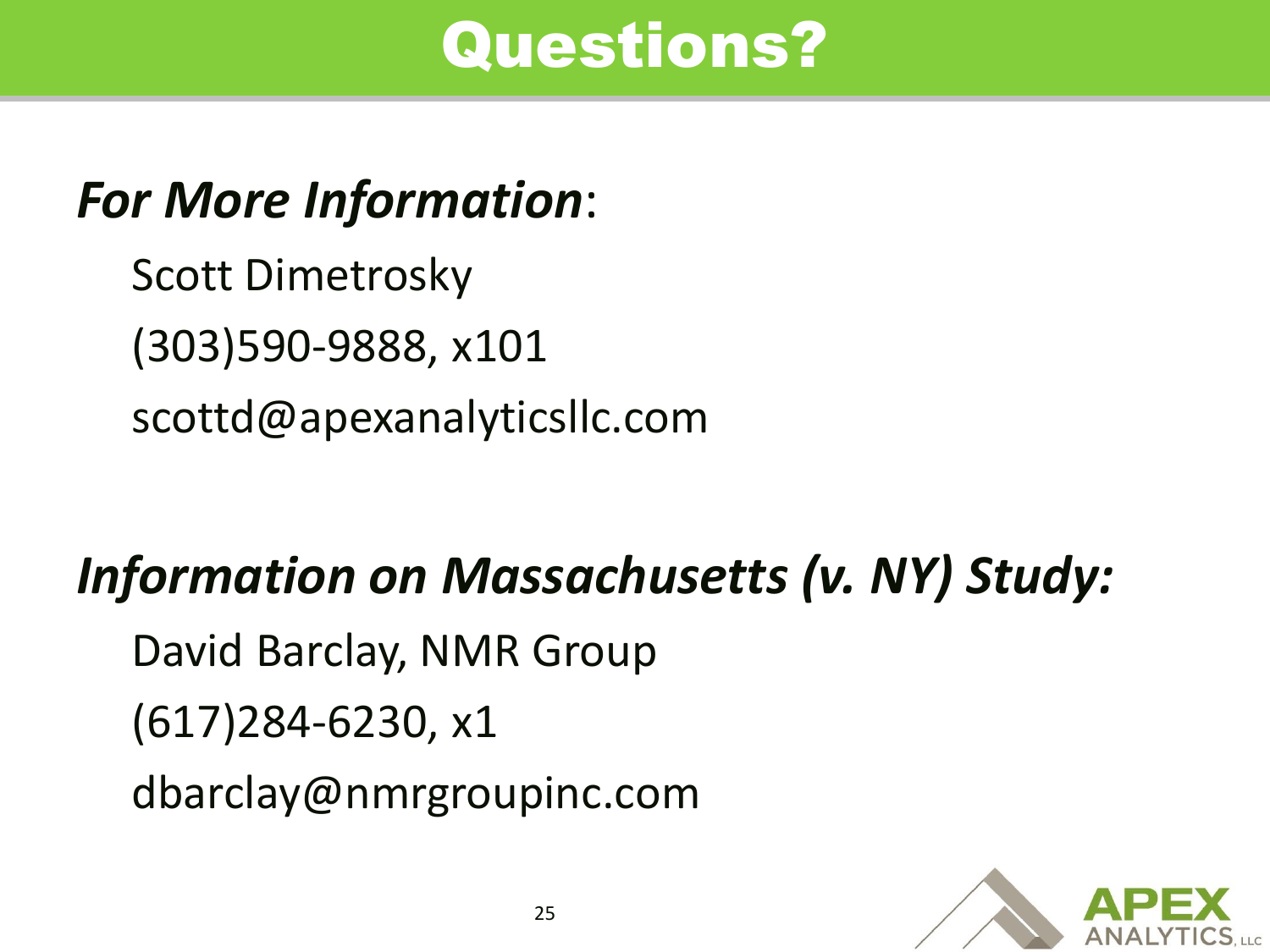# Questions?

***For More Information***:

Scott Dimetrosky

(303)590-9888, x101

scottd@apexanalyticsllc.com

***Information on Massachusetts (v. NY) Study:***

David Barclay, NMR Group

(617)284-6230, x1

dbarclay@nmrgroupinc.com